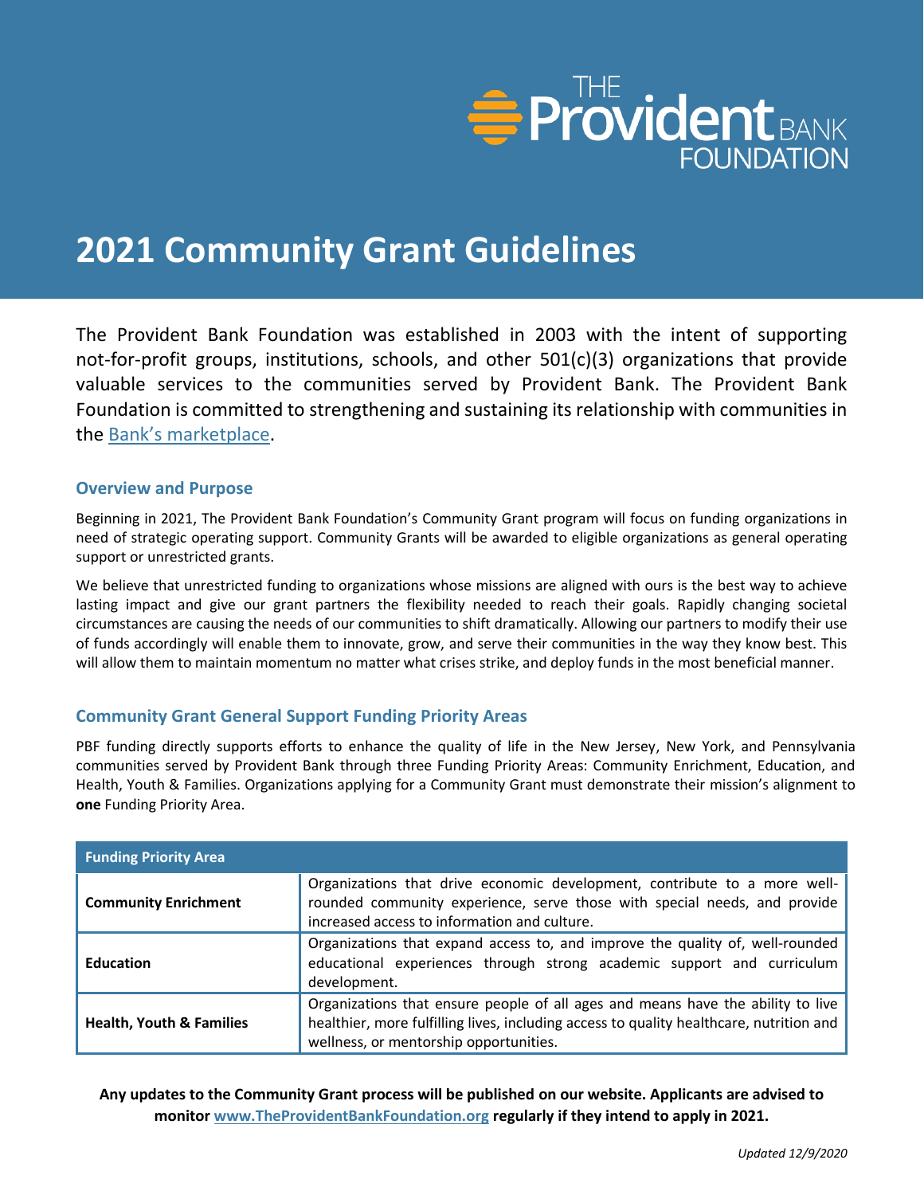THE Provident BANK FOUNDATION

# 2021 Community Grant Guidelines

The Provident Bank Foundation was established in 2003 with the intent of supporting not-for-profit groups, institutions, schools, and other 501(c)(3) organizations that provide valuable services to the communities served by Provident Bank. The Provident Bank Foundation is committed to strengthening and sustaining its relationship with communities in the Bank's marketplace.

## Overview and Purpose

Beginning in 2021, The Provident Bank Foundation's Community Grant program will focus on funding organizations in need of strategic operating support. Community Grants will be awarded to eligible organizations as general operating support or unrestricted grants.

We believe that unrestricted funding to organizations whose missions are aligned with ours is the best way to achieve lasting impact and give our grant partners the flexibility needed to reach their goals. Rapidly changing societal circumstances are causing the needs of our communities to shift dramatically. Allowing our partners to modify their use of funds accordingly will enable them to innovate, grow, and serve their communities in the way they know best. This will allow them to maintain momentum no matter what crises strike, and deploy funds in the most beneficial manner.

## Community Grant General Support Funding Priority Areas

PBF funding directly supports efforts to enhance the quality of life in the New Jersey, New York, and Pennsylvania communities served by Provident Bank through three Funding Priority Areas: Community Enrichment, Education, and Health, Youth & Families. Organizations applying for a Community Grant must demonstrate their mission's alignment to **one** Funding Priority Area.

| Funding Priority Area | |
|---|---|
| **Community Enrichment** | Organizations that drive economic development, contribute to a more well-rounded community experience, serve those with special needs, and provide increased access to information and culture. |
| **Education** | Organizations that expand access to, and improve the quality of, well-rounded educational experiences through strong academic support and curriculum development. |
| **Health, Youth & Families** | Organizations that ensure people of all ages and means have the ability to live healthier, more fulfilling lives, including access to quality healthcare, nutrition and wellness, or mentorship opportunities. |

**Any updates to the Community Grant process will be published on our website. Applicants are advised to monitor www.TheProvidentBankFoundation.org regularly if they intend to apply in 2021.**

*Updated 12/9/2020*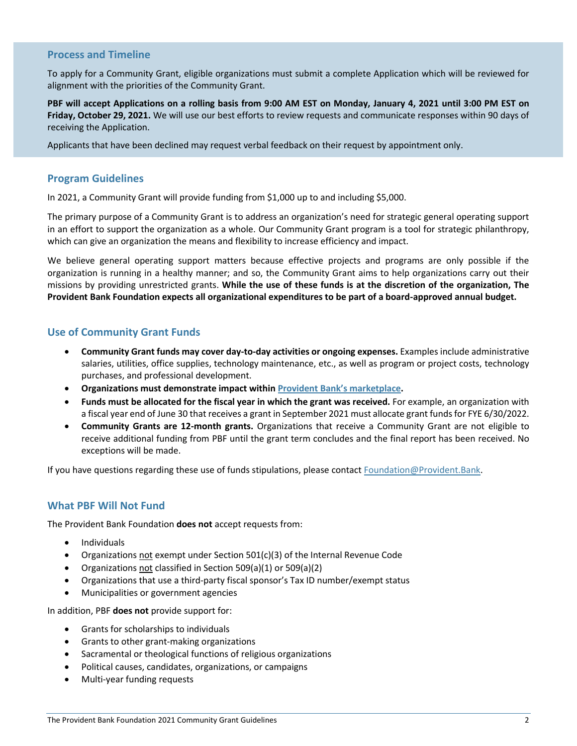## Process and Timeline

To apply for a Community Grant, eligible organizations must submit a complete Application which will be reviewed for alignment with the priorities of the Community Grant.

**PBF will accept Applications on a rolling basis from 9:00 AM EST on Monday, January 4, 2021 until 3:00 PM EST on Friday, October 29, 2021.** We will use our best efforts to review requests and communicate responses within 90 days of receiving the Application.

Applicants that have been declined may request verbal feedback on their request by appointment only.

## Program Guidelines

In 2021, a Community Grant will provide funding from $1,000 up to and including $5,000.

The primary purpose of a Community Grant is to address an organization's need for strategic general operating support in an effort to support the organization as a whole. Our Community Grant program is a tool for strategic philanthropy, which can give an organization the means and flexibility to increase efficiency and impact.

We believe general operating support matters because effective projects and programs are only possible if the organization is running in a healthy manner; and so, the Community Grant aims to help organizations carry out their missions by providing unrestricted grants. **While the use of these funds is at the discretion of the organization, The Provident Bank Foundation expects all organizational expenditures to be part of a board-approved annual budget.**

## Use of Community Grant Funds

- **Community Grant funds may cover day-to-day activities or ongoing expenses.** Examples include administrative salaries, utilities, office supplies, technology maintenance, etc., as well as program or project costs, technology purchases, and professional development.
- **Organizations must demonstrate impact within Provident Bank's marketplace.**
- **Funds must be allocated for the fiscal year in which the grant was received.** For example, an organization with a fiscal year end of June 30 that receives a grant in September 2021 must allocate grant funds for FYE 6/30/2022.
- **Community Grants are 12-month grants.** Organizations that receive a Community Grant are not eligible to receive additional funding from PBF until the grant term concludes and the final report has been received. No exceptions will be made.

If you have questions regarding these use of funds stipulations, please contact Foundation@Provident.Bank.

## What PBF Will Not Fund

The Provident Bank Foundation **does not** accept requests from:

- Individuals
- Organizations not exempt under Section 501(c)(3) of the Internal Revenue Code
- Organizations not classified in Section 509(a)(1) or 509(a)(2)
- Organizations that use a third-party fiscal sponsor's Tax ID number/exempt status
- Municipalities or government agencies

In addition, PBF **does not** provide support for:

- Grants for scholarships to individuals
- Grants to other grant-making organizations
- Sacramental or theological functions of religious organizations
- Political causes, candidates, organizations, or campaigns
- Multi-year funding requests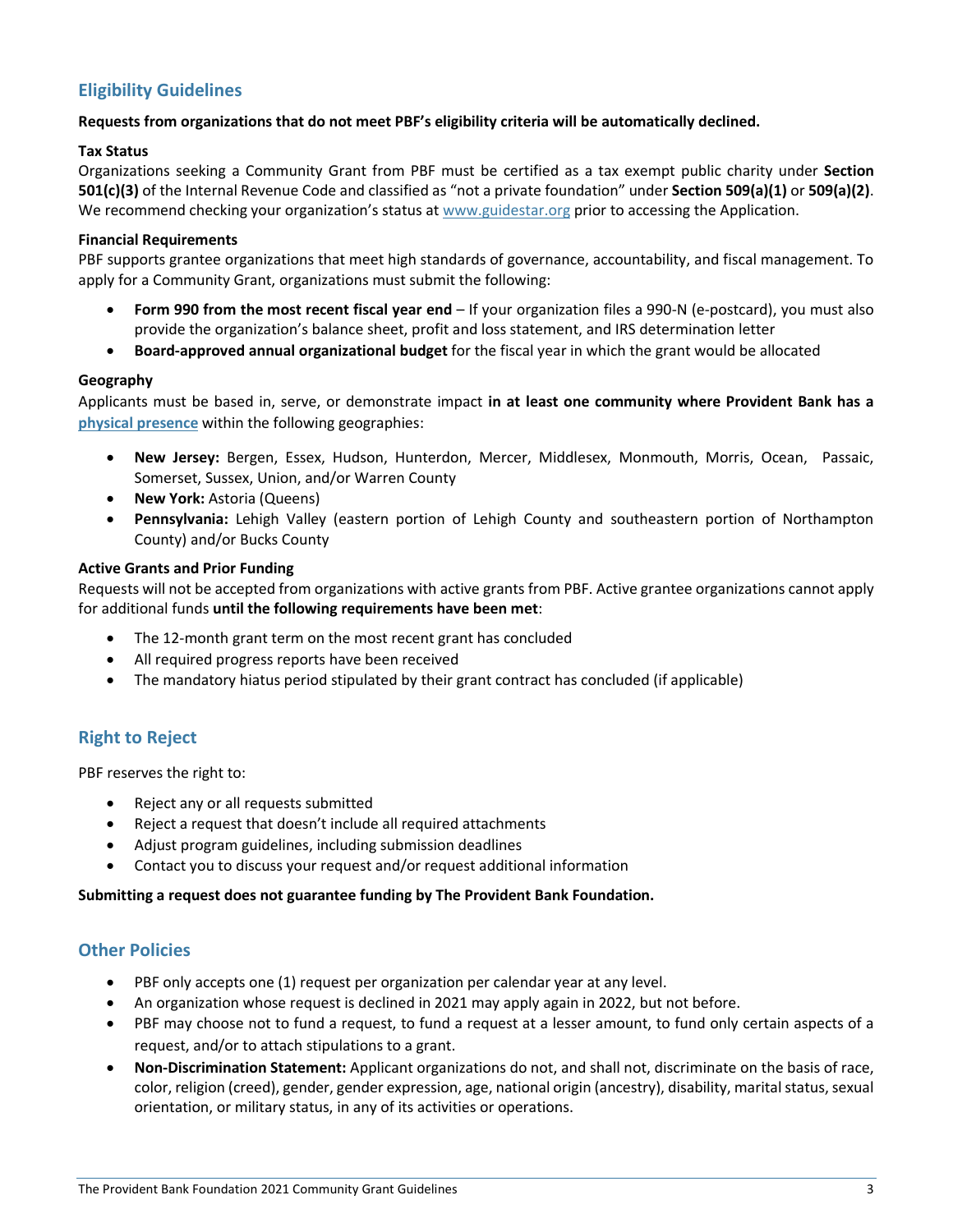## Eligibility Guidelines

**Requests from organizations that do not meet PBF's eligibility criteria will be automatically declined.**

### Tax Status

Organizations seeking a Community Grant from PBF must be certified as a tax exempt public charity under **Section 501(c)(3)** of the Internal Revenue Code and classified as "not a private foundation" under **Section 509(a)(1)** or **509(a)(2)**. We recommend checking your organization's status at www.guidestar.org prior to accessing the Application.

### Financial Requirements

PBF supports grantee organizations that meet high standards of governance, accountability, and fiscal management. To apply for a Community Grant, organizations must submit the following:

- **Form 990 from the most recent fiscal year end** – If your organization files a 990-N (e-postcard), you must also provide the organization's balance sheet, profit and loss statement, and IRS determination letter
- **Board-approved annual organizational budget** for the fiscal year in which the grant would be allocated

### Geography

Applicants must be based in, serve, or demonstrate impact **in at least one community where Provident Bank has a physical presence** within the following geographies:

- **New Jersey:** Bergen, Essex, Hudson, Hunterdon, Mercer, Middlesex, Monmouth, Morris, Ocean, Passaic, Somerset, Sussex, Union, and/or Warren County
- **New York:** Astoria (Queens)
- **Pennsylvania:** Lehigh Valley (eastern portion of Lehigh County and southeastern portion of Northampton County) and/or Bucks County

### Active Grants and Prior Funding

Requests will not be accepted from organizations with active grants from PBF. Active grantee organizations cannot apply for additional funds **until the following requirements have been met**:

- The 12-month grant term on the most recent grant has concluded
- All required progress reports have been received
- The mandatory hiatus period stipulated by their grant contract has concluded (if applicable)

## Right to Reject

PBF reserves the right to:

- Reject any or all requests submitted
- Reject a request that doesn't include all required attachments
- Adjust program guidelines, including submission deadlines
- Contact you to discuss your request and/or request additional information

**Submitting a request does not guarantee funding by The Provident Bank Foundation.**

## Other Policies

- PBF only accepts one (1) request per organization per calendar year at any level.
- An organization whose request is declined in 2021 may apply again in 2022, but not before.
- PBF may choose not to fund a request, to fund a request at a lesser amount, to fund only certain aspects of a request, and/or to attach stipulations to a grant.
- **Non-Discrimination Statement:** Applicant organizations do not, and shall not, discriminate on the basis of race, color, religion (creed), gender, gender expression, age, national origin (ancestry), disability, marital status, sexual orientation, or military status, in any of its activities or operations.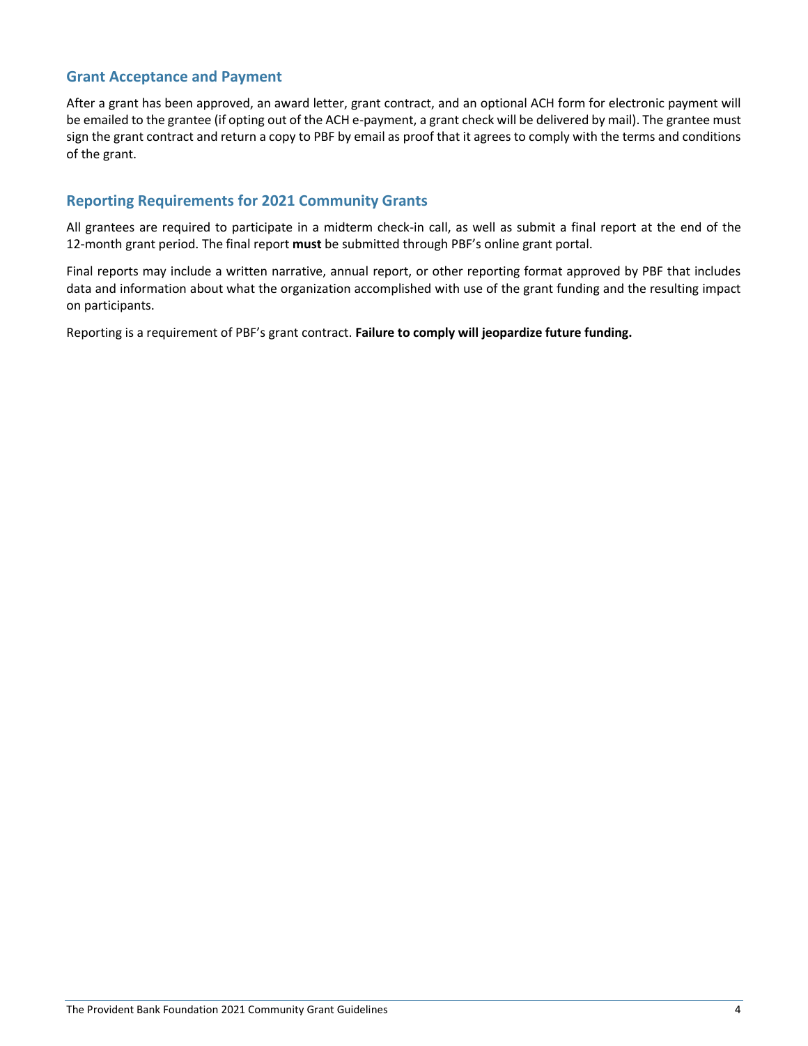## Grant Acceptance and Payment

After a grant has been approved, an award letter, grant contract, and an optional ACH form for electronic payment will be emailed to the grantee (if opting out of the ACH e-payment, a grant check will be delivered by mail). The grantee must sign the grant contract and return a copy to PBF by email as proof that it agrees to comply with the terms and conditions of the grant.

## Reporting Requirements for 2021 Community Grants

All grantees are required to participate in a midterm check-in call, as well as submit a final report at the end of the 12-month grant period. The final report **must** be submitted through PBF's online grant portal.

Final reports may include a written narrative, annual report, or other reporting format approved by PBF that includes data and information about what the organization accomplished with use of the grant funding and the resulting impact on participants.

Reporting is a requirement of PBF's grant contract. **Failure to comply will jeopardize future funding.**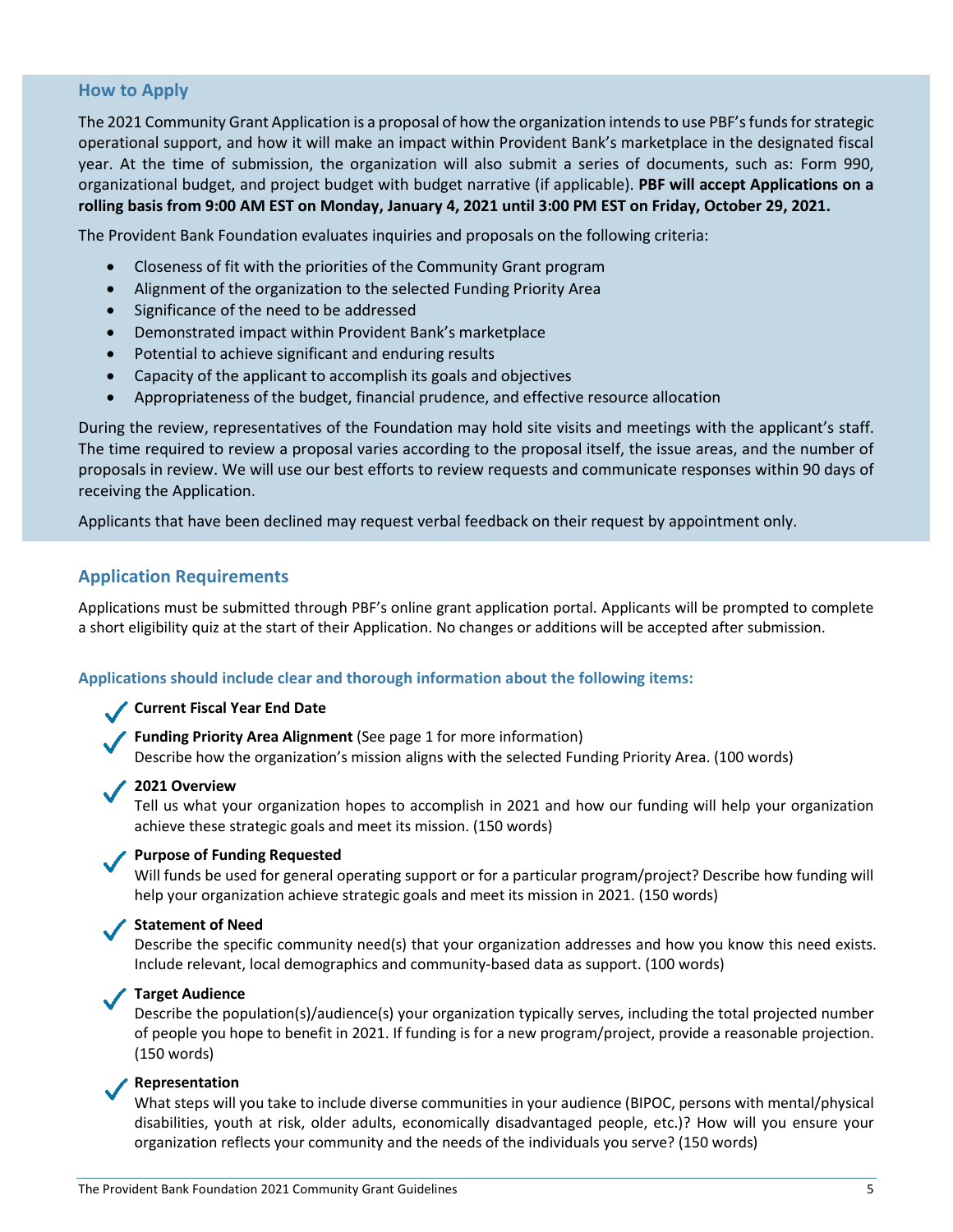## How to Apply

The 2021 Community Grant Application is a proposal of how the organization intends to use PBF's funds for strategic operational support, and how it will make an impact within Provident Bank's marketplace in the designated fiscal year. At the time of submission, the organization will also submit a series of documents, such as: Form 990, organizational budget, and project budget with budget narrative (if applicable). **PBF will accept Applications on a rolling basis from 9:00 AM EST on Monday, January 4, 2021 until 3:00 PM EST on Friday, October 29, 2021.**

The Provident Bank Foundation evaluates inquiries and proposals on the following criteria:

- Closeness of fit with the priorities of the Community Grant program
- Alignment of the organization to the selected Funding Priority Area
- Significance of the need to be addressed
- Demonstrated impact within Provident Bank's marketplace
- Potential to achieve significant and enduring results
- Capacity of the applicant to accomplish its goals and objectives
- Appropriateness of the budget, financial prudence, and effective resource allocation

During the review, representatives of the Foundation may hold site visits and meetings with the applicant's staff. The time required to review a proposal varies according to the proposal itself, the issue areas, and the number of proposals in review. We will use our best efforts to review requests and communicate responses within 90 days of receiving the Application.

Applicants that have been declined may request verbal feedback on their request by appointment only.

## Application Requirements

Applications must be submitted through PBF's online grant application portal. Applicants will be prompted to complete a short eligibility quiz at the start of their Application. No changes or additions will be accepted after submission.

### Applications should include clear and thorough information about the following items:

✓ **Current Fiscal Year End Date**

✓ **Funding Priority Area Alignment** (See page 1 for more information)
Describe how the organization's mission aligns with the selected Funding Priority Area. (100 words)

✓ **2021 Overview**
Tell us what your organization hopes to accomplish in 2021 and how our funding will help your organization achieve these strategic goals and meet its mission. (150 words)

✓ **Purpose of Funding Requested**
Will funds be used for general operating support or for a particular program/project? Describe how funding will help your organization achieve strategic goals and meet its mission in 2021. (150 words)

✓ **Statement of Need**
Describe the specific community need(s) that your organization addresses and how you know this need exists. Include relevant, local demographics and community-based data as support. (100 words)

✓ **Target Audience**
Describe the population(s)/audience(s) your organization typically serves, including the total projected number of people you hope to benefit in 2021. If funding is for a new program/project, provide a reasonable projection. (150 words)

✓ **Representation**
What steps will you take to include diverse communities in your audience (BIPOC, persons with mental/physical disabilities, youth at risk, older adults, economically disadvantaged people, etc.)? How will you ensure your organization reflects your community and the needs of the individuals you serve? (150 words)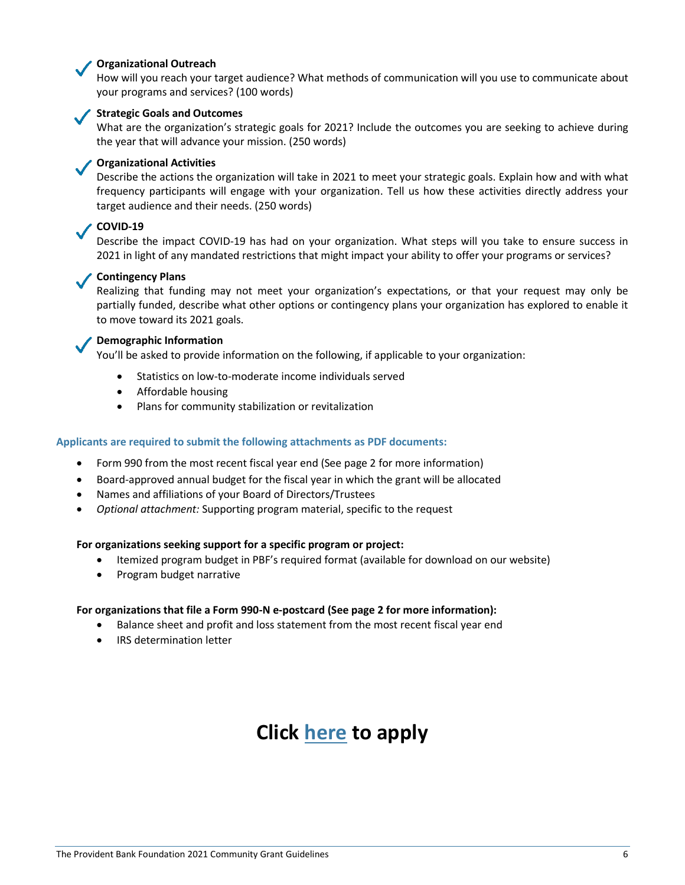✓ **Organizational Outreach**
How will you reach your target audience? What methods of communication will you use to communicate about your programs and services? (100 words)

✓ **Strategic Goals and Outcomes**
What are the organization's strategic goals for 2021? Include the outcomes you are seeking to achieve during the year that will advance your mission. (250 words)

✓ **Organizational Activities**
Describe the actions the organization will take in 2021 to meet your strategic goals. Explain how and with what frequency participants will engage with your organization. Tell us how these activities directly address your target audience and their needs. (250 words)

✓ **COVID-19**
Describe the impact COVID-19 has had on your organization. What steps will you take to ensure success in 2021 in light of any mandated restrictions that might impact your ability to offer your programs or services?

✓ **Contingency Plans**
Realizing that funding may not meet your organization's expectations, or that your request may only be partially funded, describe what other options or contingency plans your organization has explored to enable it to move toward its 2021 goals.

✓ **Demographic Information**
You'll be asked to provide information on the following, if applicable to your organization:

- Statistics on low-to-moderate income individuals served
- Affordable housing
- Plans for community stabilization or revitalization

**Applicants are required to submit the following attachments as PDF documents:**

- Form 990 from the most recent fiscal year end (See page 2 for more information)
- Board-approved annual budget for the fiscal year in which the grant will be allocated
- Names and affiliations of your Board of Directors/Trustees
- *Optional attachment:* Supporting program material, specific to the request

**For organizations seeking support for a specific program or project:**

- Itemized program budget in PBF's required format (available for download on our website)
- Program budget narrative

**For organizations that file a Form 990-N e-postcard (See page 2 for more information):**

- Balance sheet and profit and loss statement from the most recent fiscal year end
- IRS determination letter

# Click here to apply